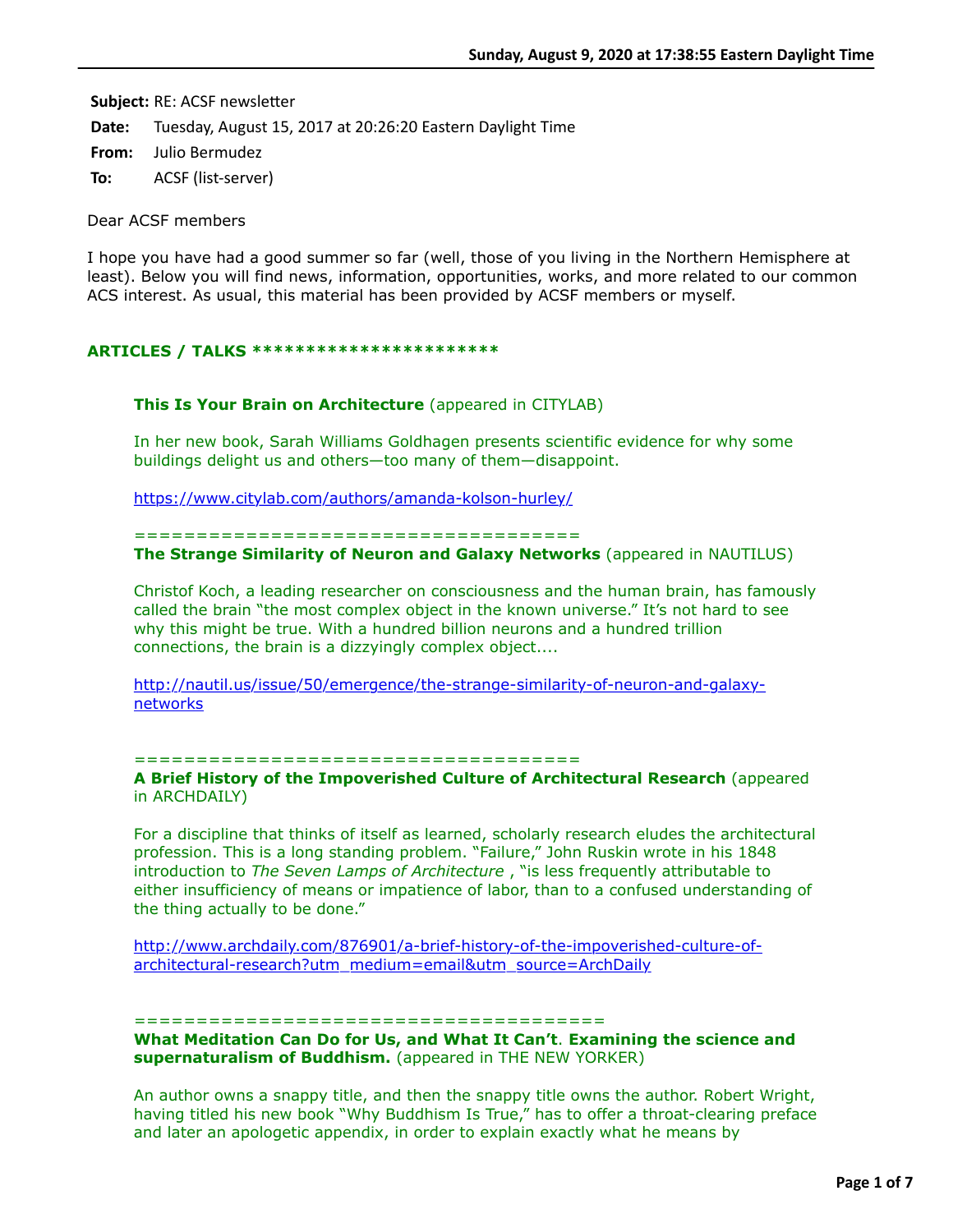**Subject:** RE: ACSF newsletter

**Date:** Tuesday, August 15, 2017 at 20:26:20 Eastern Daylight Time

**From:** Julio Bermudez

**To:** ACSF (list-server)

Dear ACSF members

I hope you have had a good summer so far (well, those of you living in the Northern Hemisphere at least). Below you will find news, information, opportunities, works, and more related to our common ACS interest. As usual, this material has been provided by ACSF members or myself.

## ARTICLES / TALKS ***********************

**This Is Your Brain on Architecture** (appeared in CITYLAB)

In her new book, Sarah Williams Goldhagen presents scientific evidence for why some buildings delight us and others—too many of them—disappoint.

https://www.citylab.com/authors/amanda-kolson-hurley/

===================================

**The Strange Similarity of Neuron and Galaxy Networks** (appeared in NAUTILUS)

Christof Koch, a leading researcher on consciousness and the human brain, has famously called the brain "the most complex object in the known universe." It's not hard to see why this might be true. With a hundred billion neurons and a hundred trillion connections, the brain is a dizzyingly complex object....

http://nautil.us/issue/50/emergence/the-strange-similarity-of-neuron-and-galaxy-networks

===================================

**A Brief History of the Impoverished Culture of Architectural Research** (appeared in ARCHDAILY)

For a discipline that thinks of itself as learned, scholarly research eludes the architectural profession. This is a long standing problem. "Failure," John Ruskin wrote in his 1848 introduction to *The Seven Lamps of Architecture* , "is less frequently attributable to either insufficiency of means or impatience of labor, than to a confused understanding of the thing actually to be done."

http://www.archdaily.com/876901/a-brief-history-of-the-impoverished-culture-of-architectural-research?utm_medium=email&utm_source=ArchDaily

====================================

**What Meditation Can Do for Us, and What It Can't**. **Examining the science and supernaturalism of Buddhism.** (appeared in THE NEW YORKER)

An author owns a snappy title, and then the snappy title owns the author. Robert Wright, having titled his new book "Why Buddhism Is True," has to offer a throat-clearing preface and later an apologetic appendix, in order to explain exactly what he means by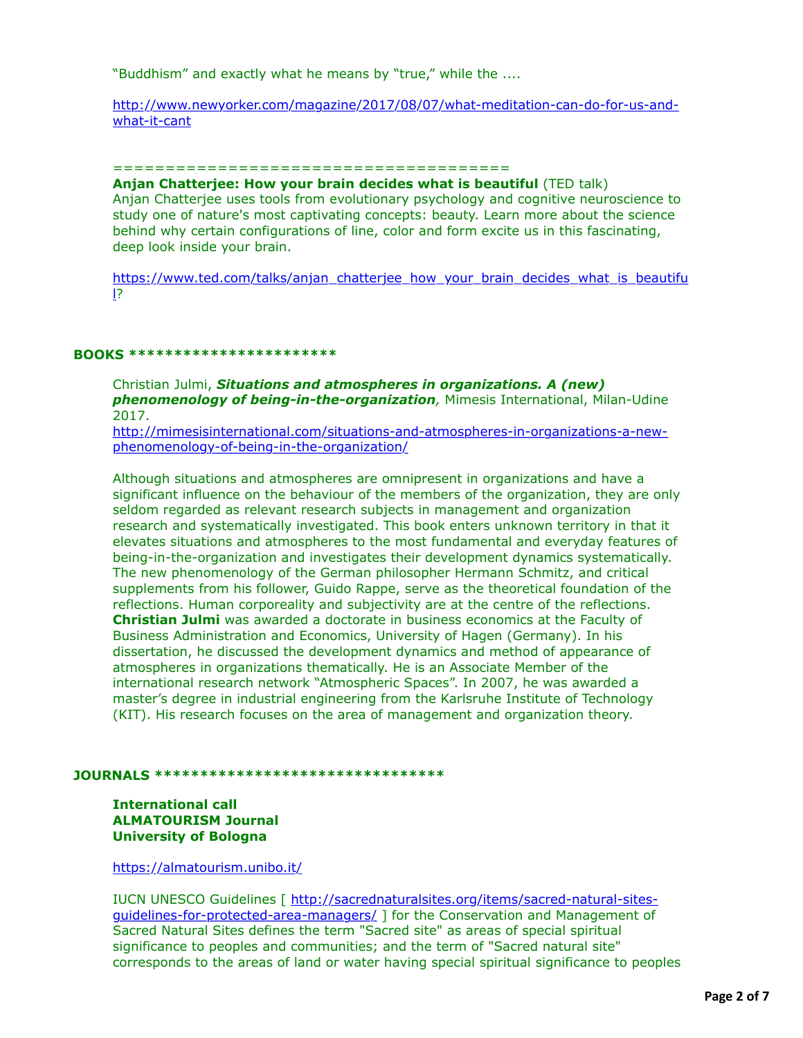“Buddhism” and exactly what he means by “true,” while the ....

http://www.newyorker.com/magazine/2017/08/07/what-meditation-can-do-for-us-and-what-it-cant

=====================================

**Anjan Chatterjee: How your brain decides what is beautiful** (TED talk)
Anjan Chatterjee uses tools from evolutionary psychology and cognitive neuroscience to study one of nature's most captivating concepts: beauty. Learn more about the science behind why certain configurations of line, color and form excite us in this fascinating, deep look inside your brain.

https://www.ted.com/talks/anjan_chatterjee_how_your_brain_decides_what_is_beautiful?

**BOOKS ***********************

Christian Julmi, ***Situations and atmospheres in organizations. A (new) phenomenology of being-in-the-organization***, Mimesis International, Milan-Udine 2017.
http://mimesisinternational.com/situations-and-atmospheres-in-organizations-a-new-phenomenology-of-being-in-the-organization/

Although situations and atmospheres are omnipresent in organizations and have a significant influence on the behaviour of the members of the organization, they are only seldom regarded as relevant research subjects in management and organization research and systematically investigated. This book enters unknown territory in that it elevates situations and atmospheres to the most fundamental and everyday features of being-in-the-organization and investigates their development dynamics systematically. The new phenomenology of the German philosopher Hermann Schmitz, and critical supplements from his follower, Guido Rappe, serve as the theoretical foundation of the reflections. Human corporeality and subjectivity are at the centre of the reflections.
**Christian Julmi** was awarded a doctorate in business economics at the Faculty of Business Administration and Economics, University of Hagen (Germany). In his dissertation, he discussed the development dynamics and method of appearance of atmospheres in organizations thematically. He is an Associate Member of the international research network “Atmospheric Spaces”. In 2007, he was awarded a master’s degree in industrial engineering from the Karlsruhe Institute of Technology (KIT). His research focuses on the area of management and organization theory.

**JOURNALS ********************************

**International call**
**ALMATOURISM Journal**
**University of Bologna**

https://almatourism.unibo.it/

IUCN UNESCO Guidelines [ http://sacrednaturalsites.org/items/sacred-natural-sites-guidelines-for-protected-area-managers/ ] for the Conservation and Management of Sacred Natural Sites defines the term "Sacred site" as areas of special spiritual significance to peoples and communities; and the term of "Sacred natural site" corresponds to the areas of land or water having special spiritual significance to peoples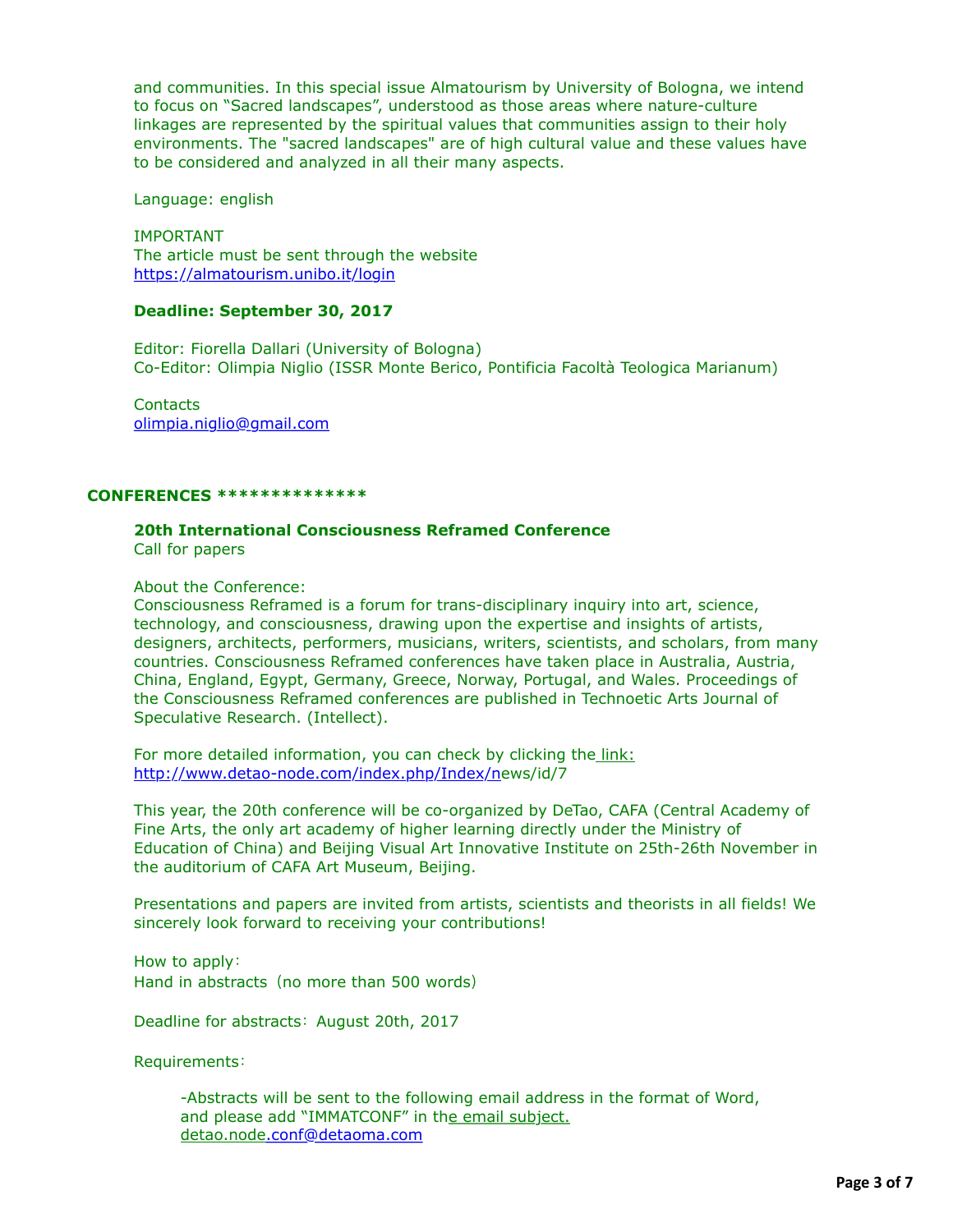and communities. In this special issue Almatourism by University of Bologna, we intend to focus on “Sacred landscapes”, understood as those areas where nature-culture linkages are represented by the spiritual values that communities assign to their holy environments. The "sacred landscapes" are of high cultural value and these values have to be considered and analyzed in all their many aspects.

Language: english

IMPORTANT
The article must be sent through the website
https://almatourism.unibo.it/login

**Deadline: September 30, 2017**

Editor: Fiorella Dallari (University of Bologna)
Co-Editor: Olimpia Niglio (ISSR Monte Berico, Pontificia Facoltà Teologica Marianum)

Contacts
olimpia.niglio@gmail.com

## CONFERENCES **************

**20th International Consciousness Reframed Conference**
Call for papers

About the Conference:
Consciousness Reframed is a forum for trans-disciplinary inquiry into art, science, technology, and consciousness, drawing upon the expertise and insights of artists, designers, architects, performers, musicians, writers, scientists, and scholars, from many countries. Consciousness Reframed conferences have taken place in Australia, Austria, China, England, Egypt, Germany, Greece, Norway, Portugal, and Wales. Proceedings of the Consciousness Reframed conferences are published in Technoetic Arts Journal of Speculative Research. (Intellect).

For more detailed information, you can check by clicking the link:
http://www.detao-node.com/index.php/Index/news/id/7

This year, the 20th conference will be co-organized by DeTao, CAFA (Central Academy of Fine Arts, the only art academy of higher learning directly under the Ministry of Education of China) and Beijing Visual Art Innovative Institute on 25th-26th November in the auditorium of CAFA Art Museum, Beijing.

Presentations and papers are invited from artists, scientists and theorists in all fields! We sincerely look forward to receiving your contributions!

How to apply：
Hand in abstracts（no more than 500 words）

Deadline for abstracts：August 20th, 2017

Requirements：

-Abstracts will be sent to the following email address in the format of Word, and please add “IMMATCONF” in the email subject.
detao.node.conf@detaoma.com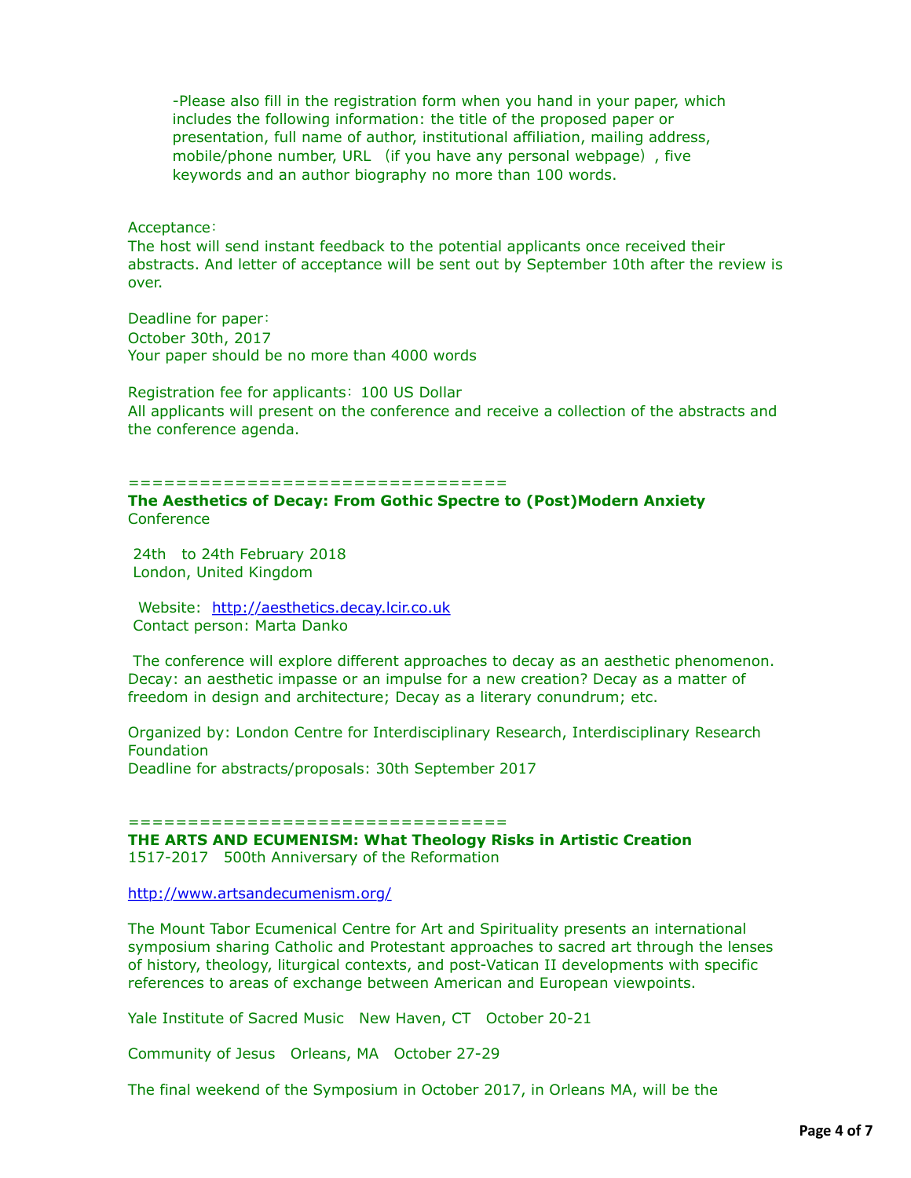-Please also fill in the registration form when you hand in your paper, which includes the following information: the title of the proposed paper or presentation, full name of author, institutional affiliation, mailing address, mobile/phone number, URL （if you have any personal webpage）, five keywords and an author biography no more than 100 words.

Acceptance：
The host will send instant feedback to the potential applicants once received their abstracts. And letter of acceptance will be sent out by September 10th after the review is over.

Deadline for paper：
October 30th, 2017
Your paper should be no more than 4000 words

Registration fee for applicants：100 US Dollar
All applicants will present on the conference and receive a collection of the abstracts and the conference agenda.

================================

**The Aesthetics of Decay: From Gothic Spectre to (Post)Modern Anxiety**
Conference

24th to 24th February 2018
London, United Kingdom

Website: http://aesthetics.decay.lcir.co.uk
Contact person: Marta Danko

The conference will explore different approaches to decay as an aesthetic phenomenon. Decay: an aesthetic impasse or an impulse for a new creation? Decay as a matter of freedom in design and architecture; Decay as a literary conundrum; etc.

Organized by: London Centre for Interdisciplinary Research, Interdisciplinary Research Foundation
Deadline for abstracts/proposals: 30th September 2017

================================

**THE ARTS AND ECUMENISM: What Theology Risks in Artistic Creation**
1517-2017 500th Anniversary of the Reformation

http://www.artsandecumenism.org/

The Mount Tabor Ecumenical Centre for Art and Spirituality presents an international symposium sharing Catholic and Protestant approaches to sacred art through the lenses of history, theology, liturgical contexts, and post-Vatican II developments with specific references to areas of exchange between American and European viewpoints.

Yale Institute of Sacred Music New Haven, CT October 20-21

Community of Jesus Orleans, MA October 27-29

The final weekend of the Symposium in October 2017, in Orleans MA, will be the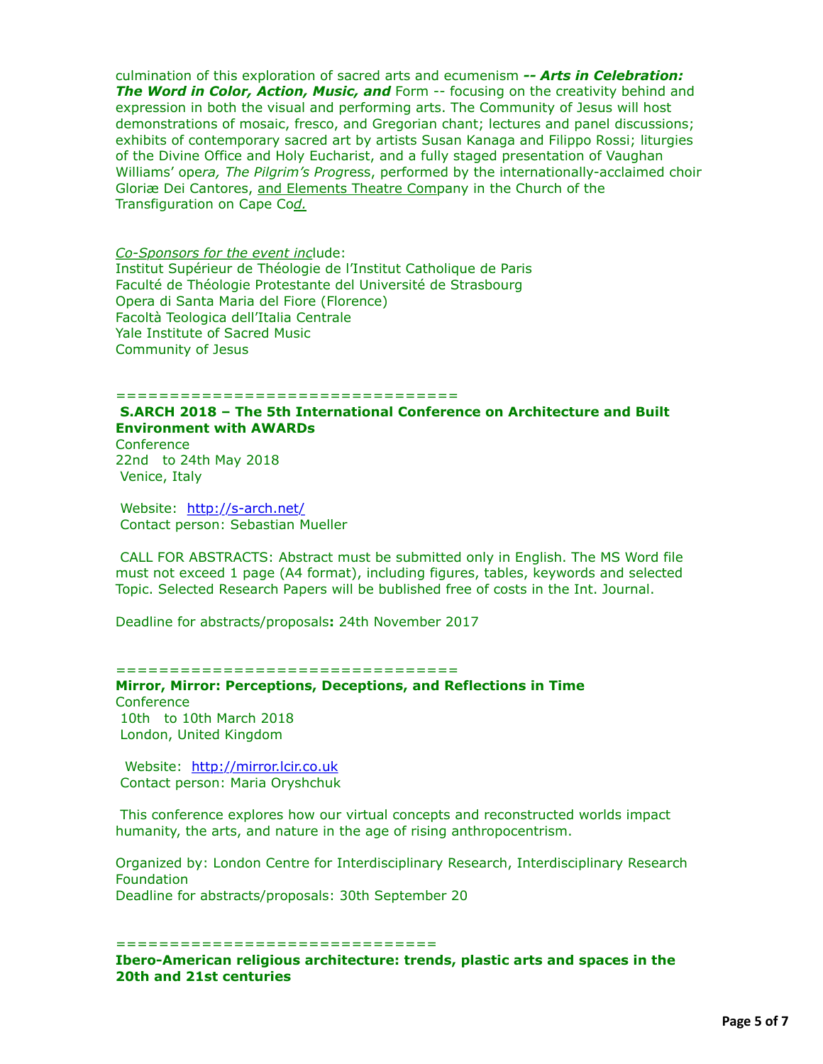culmination of this exploration of sacred arts and ecumenism ***-- Arts in Celebration: The Word in Color, Action, Music, and*** Form -- focusing on the creativity behind and expression in both the visual and performing arts. The Community of Jesus will host demonstrations of mosaic, fresco, and Gregorian chant; lectures and panel discussions; exhibits of contemporary sacred art by artists Susan Kanaga and Filippo Rossi; liturgies of the Divine Office and Holy Eucharist, and a fully staged presentation of Vaughan Williams' ope*ra, The Pilgrim's Prog*ress, performed by the internationally-acclaimed choir Gloriæ Dei Cantores, and Elements Theatre Company in the Church of the Transfiguration on Cape Co*d.*

*Co-Sponsors for the event inc*lude:
Institut Supérieur de Théologie de l'Institut Catholique de Paris
Faculté de Théologie Protestante del Université de Strasbourg
Opera di Santa Maria del Fiore (Florence)
Facoltà Teologica dell'Italia Centrale
Yale Institute of Sacred Music
Community of Jesus

================================

**S.ARCH 2018 – The 5th International Conference on Architecture and Built Environment with AWARDs**
Conference
22nd to 24th May 2018
Venice, Italy

Website: http://s-arch.net/
Contact person: Sebastian Mueller

CALL FOR ABSTRACTS: Abstract must be submitted only in English. The MS Word file must not exceed 1 page (A4 format), including figures, tables, keywords and selected Topic. Selected Research Papers will be bublished free of costs in the Int. Journal.

Deadline for abstracts/proposals**:** 24th November 2017

================================

**Mirror, Mirror: Perceptions, Deceptions, and Reflections in Time**
Conference
10th to 10th March 2018
London, United Kingdom

Website: http://mirror.lcir.co.uk
Contact person: Maria Oryshchuk

This conference explores how our virtual concepts and reconstructed worlds impact humanity, the arts, and nature in the age of rising anthropocentrism.

Organized by: London Centre for Interdisciplinary Research, Interdisciplinary Research Foundation
Deadline for abstracts/proposals: 30th September 20

==============================

**Ibero-American religious architecture: trends, plastic arts and spaces in the 20th and 21st centuries**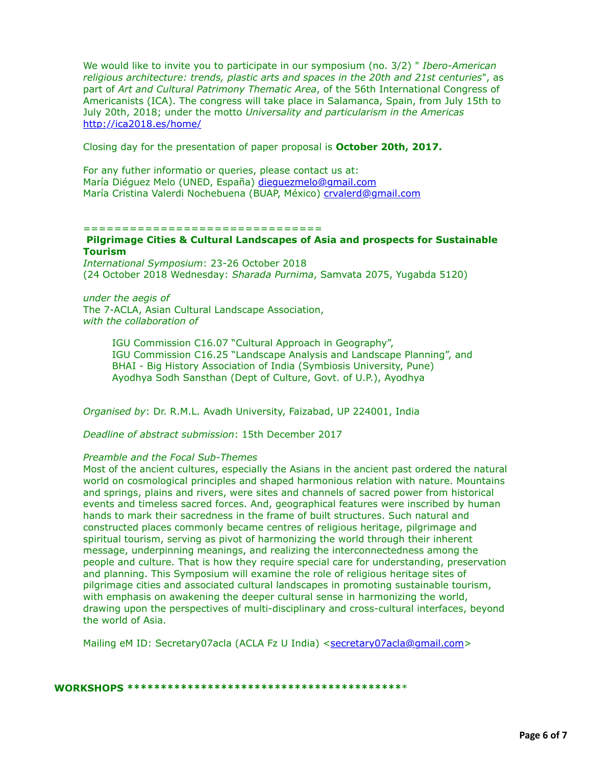We would like to invite you to participate in our symposium (no. 3/2) " *Ibero-American religious architecture: trends, plastic arts and spaces in the 20th and 21st centuries*", as part of *Art and Cultural Patrimony Thematic Area*, of the 56th International Congress of Americanists (ICA). The congress will take place in Salamanca, Spain, from July 15th to July 20th, 2018; under the motto *Universality and particularism in the Americas* http://ica2018.es/home/

Closing day for the presentation of paper proposal is **October 20th, 2017.**

For any futher informatio or queries, please contact us at:
María Diéguez Melo (UNED, España) dieguezmelo@gmail.com
María Cristina Valerdi Nochebuena (BUAP, México) crvalerd@gmail.com

==============================

**Pilgrimage Cities & Cultural Landscapes of Asia and prospects for Sustainable Tourism**

*International Symposium*: 23-26 October 2018
(24 October 2018 Wednesday: *Sharada Purnima*, Samvata 2075, Yugabda 5120)

*under the aegis of*
The 7-ACLA, Asian Cultural Landscape Association,
*with the collaboration of*

IGU Commission C16.07 “Cultural Approach in Geography”,
IGU Commission C16.25 “Landscape Analysis and Landscape Planning”, and
BHAI - Big History Association of India (Symbiosis University, Pune)
Ayodhya Sodh Sansthan (Dept of Culture, Govt. of U.P.), Ayodhya

*Organised by*: Dr. R.M.L. Avadh University, Faizabad, UP 224001, India

*Deadline of abstract submission*: 15th December 2017

*Preamble and the Focal Sub-Themes*
Most of the ancient cultures, especially the Asians in the ancient past ordered the natural world on cosmological principles and shaped harmonious relation with nature. Mountains and springs, plains and rivers, were sites and channels of sacred power from historical events and timeless sacred forces. And, geographical features were inscribed by human hands to mark their sacredness in the frame of built structures. Such natural and constructed places commonly became centres of religious heritage, pilgrimage and spiritual tourism, serving as pivot of harmonizing the world through their inherent message, underpinning meanings, and realizing the interconnectedness among the people and culture. That is how they require special care for understanding, preservation and planning. This Symposium will examine the role of religious heritage sites of pilgrimage cities and associated cultural landscapes in promoting sustainable tourism, with emphasis on awakening the deeper cultural sense in harmonizing the world, drawing upon the perspectives of multi-disciplinary and cross-cultural interfaces, beyond the world of Asia.

Mailing eM ID: Secretary07acla (ACLA Fz U India) <secretary07acla@gmail.com>

**WORKSHOPS \*\*\*\*\*\*\*\*\*\*\*\*\*\*\*\*\*\*\*\*\*\*\*\*\*\*\*\*\*\*\*\*\*\*\*\*\*\*\*\*\*\***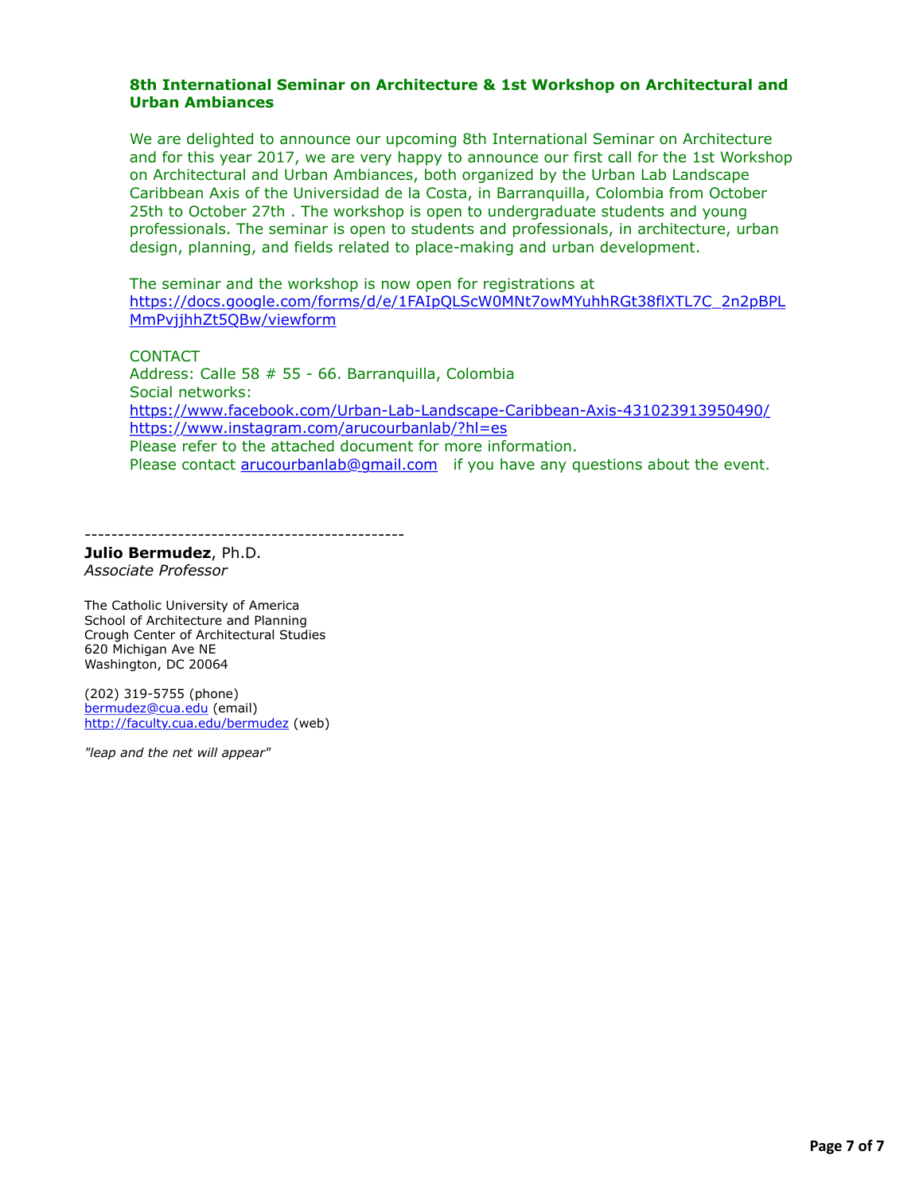**8th International Seminar on Architecture & 1st Workshop on Architectural and Urban Ambiances**

We are delighted to announce our upcoming 8th International Seminar on Architecture and for this year 2017, we are very happy to announce our first call for the 1st Workshop on Architectural and Urban Ambiances, both organized by the Urban Lab Landscape Caribbean Axis of the Universidad de la Costa, in Barranquilla, Colombia from October 25th to October 27th . The workshop is open to undergraduate students and young professionals. The seminar is open to students and professionals, in architecture, urban design, planning, and fields related to place-making and urban development.

The seminar and the workshop is now open for registrations at https://docs.google.com/forms/d/e/1FAIpQLScW0MNt7owMYuhhRGt38flXTL7C_2n2pBPLMmPvjjhhZt5QBw/viewform

CONTACT
Address: Calle 58 # 55 - 66. Barranquilla, Colombia
Social networks:
https://www.facebook.com/Urban-Lab-Landscape-Caribbean-Axis-431023913950490/
https://www.instagram.com/arucourbanlab/?hl=es
Please refer to the attached document for more information.
Please contact arucourbanlab@gmail.com if you have any questions about the event.

------------------------------------------------

**Julio Bermudez**, Ph.D.
*Associate Professor*

The Catholic University of America
School of Architecture and Planning
Crough Center of Architectural Studies
620 Michigan Ave NE
Washington, DC 20064

(202) 319-5755 (phone)
bermudez@cua.edu (email)
http://faculty.cua.edu/bermudez (web)

*"leap and the net will appear"*